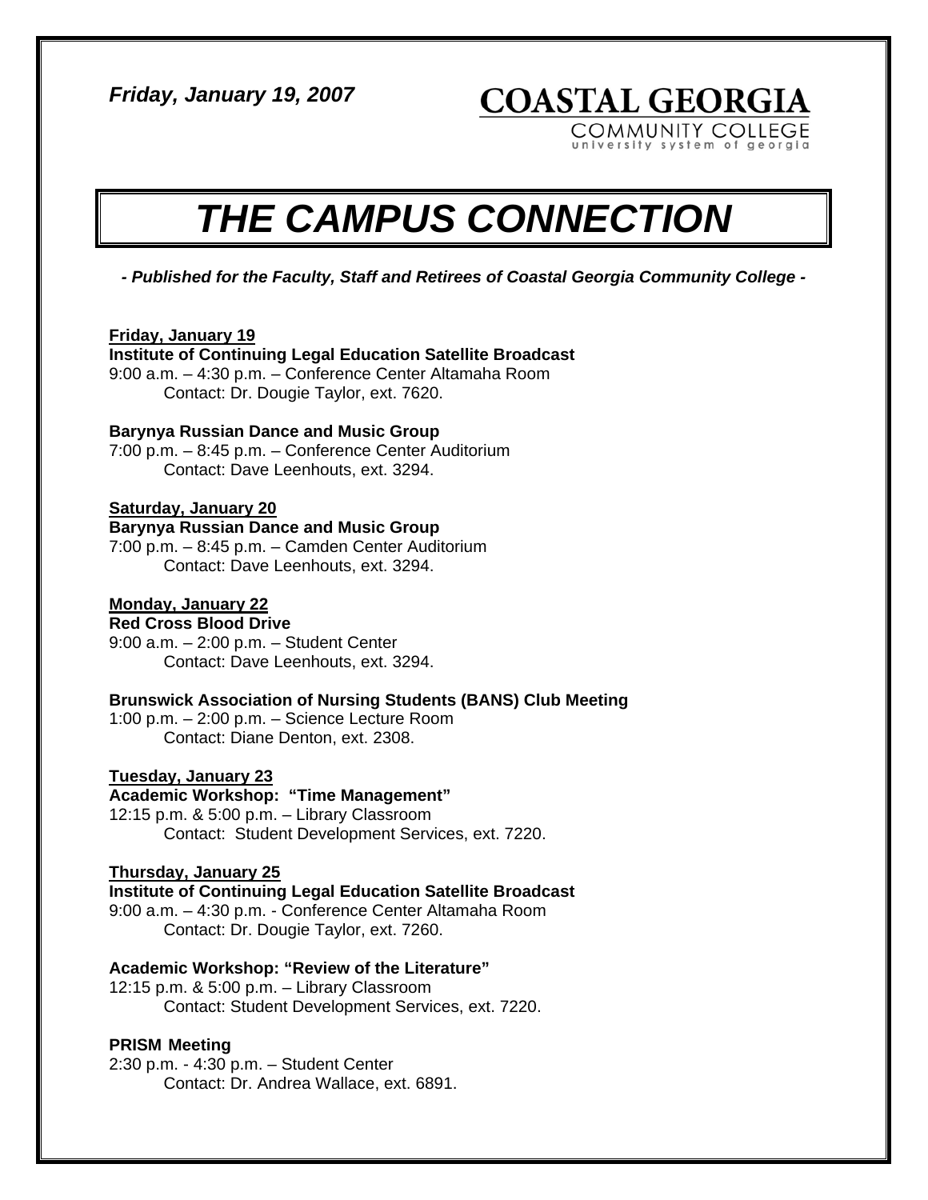*Friday, January 19, 2007*

**COASTAL GEORGIA**
COMMUNITY COLLEGE
university system of georgia

# *THE CAMPUS CONNECTION*

***- Published for the Faculty, Staff and Retirees of Coastal Georgia Community College -***

**Friday, January 19**

**Institute of Continuing Legal Education Satellite Broadcast**
9:00 a.m. – 4:30 p.m. – Conference Center Altamaha Room
Contact: Dr. Dougie Taylor, ext. 7620.

**Barynya Russian Dance and Music Group**
7:00 p.m. – 8:45 p.m. – Conference Center Auditorium
Contact: Dave Leenhouts, ext. 3294.

**Saturday, January 20**

**Barynya Russian Dance and Music Group**
7:00 p.m. – 8:45 p.m. – Camden Center Auditorium
Contact: Dave Leenhouts, ext. 3294.

**Monday, January 22**

**Red Cross Blood Drive**
9:00 a.m. – 2:00 p.m. – Student Center
Contact: Dave Leenhouts, ext. 3294.

**Brunswick Association of Nursing Students (BANS) Club Meeting**
1:00 p.m. – 2:00 p.m. – Science Lecture Room
Contact: Diane Denton, ext. 2308.

**Tuesday, January 23**

**Academic Workshop: "Time Management"**
12:15 p.m. & 5:00 p.m. – Library Classroom
Contact: Student Development Services, ext. 7220.

**Thursday, January 25**

**Institute of Continuing Legal Education Satellite Broadcast**
9:00 a.m. – 4:30 p.m. - Conference Center Altamaha Room
Contact: Dr. Dougie Taylor, ext. 7260.

**Academic Workshop: "Review of the Literature"**
12:15 p.m. & 5:00 p.m. – Library Classroom
Contact: Student Development Services, ext. 7220.

**PRISM Meeting**
2:30 p.m. - 4:30 p.m. – Student Center
Contact: Dr. Andrea Wallace, ext. 6891.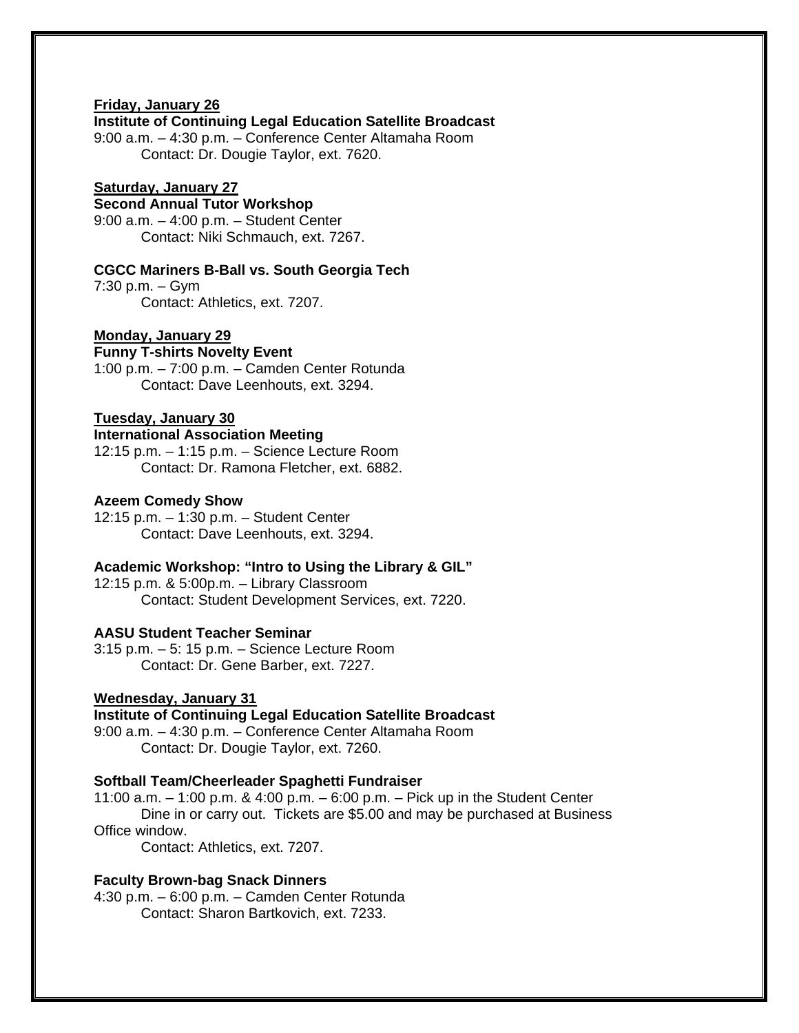**Friday, January 26**

**Institute of Continuing Legal Education Satellite Broadcast**
9:00 a.m. – 4:30 p.m. – Conference Center Altamaha Room
Contact: Dr. Dougie Taylor, ext. 7620.

**Saturday, January 27**

**Second Annual Tutor Workshop**
9:00 a.m. – 4:00 p.m. – Student Center
Contact: Niki Schmauch, ext. 7267.

**CGCC Mariners B-Ball vs. South Georgia Tech**
7:30 p.m. – Gym
Contact: Athletics, ext. 7207.

**Monday, January 29**

**Funny T-shirts Novelty Event**
1:00 p.m. – 7:00 p.m. – Camden Center Rotunda
Contact: Dave Leenhouts, ext. 3294.

**Tuesday, January 30**

**International Association Meeting**
12:15 p.m. – 1:15 p.m. – Science Lecture Room
Contact: Dr. Ramona Fletcher, ext. 6882.

**Azeem Comedy Show**
12:15 p.m. – 1:30 p.m. – Student Center
Contact: Dave Leenhouts, ext. 3294.

**Academic Workshop: "Intro to Using the Library & GIL"**
12:15 p.m. & 5:00p.m. – Library Classroom
Contact: Student Development Services, ext. 7220.

**AASU Student Teacher Seminar**
3:15 p.m. – 5: 15 p.m. – Science Lecture Room
Contact: Dr. Gene Barber, ext. 7227.

**Wednesday, January 31**

**Institute of Continuing Legal Education Satellite Broadcast**
9:00 a.m. – 4:30 p.m. – Conference Center Altamaha Room
Contact: Dr. Dougie Taylor, ext. 7260.

**Softball Team/Cheerleader Spaghetti Fundraiser**
11:00 a.m. – 1:00 p.m. & 4:00 p.m. – 6:00 p.m. – Pick up in the Student Center
Dine in or carry out. Tickets are $5.00 and may be purchased at Business Office window.
Contact: Athletics, ext. 7207.

**Faculty Brown-bag Snack Dinners**
4:30 p.m. – 6:00 p.m. – Camden Center Rotunda
Contact: Sharon Bartkovich, ext. 7233.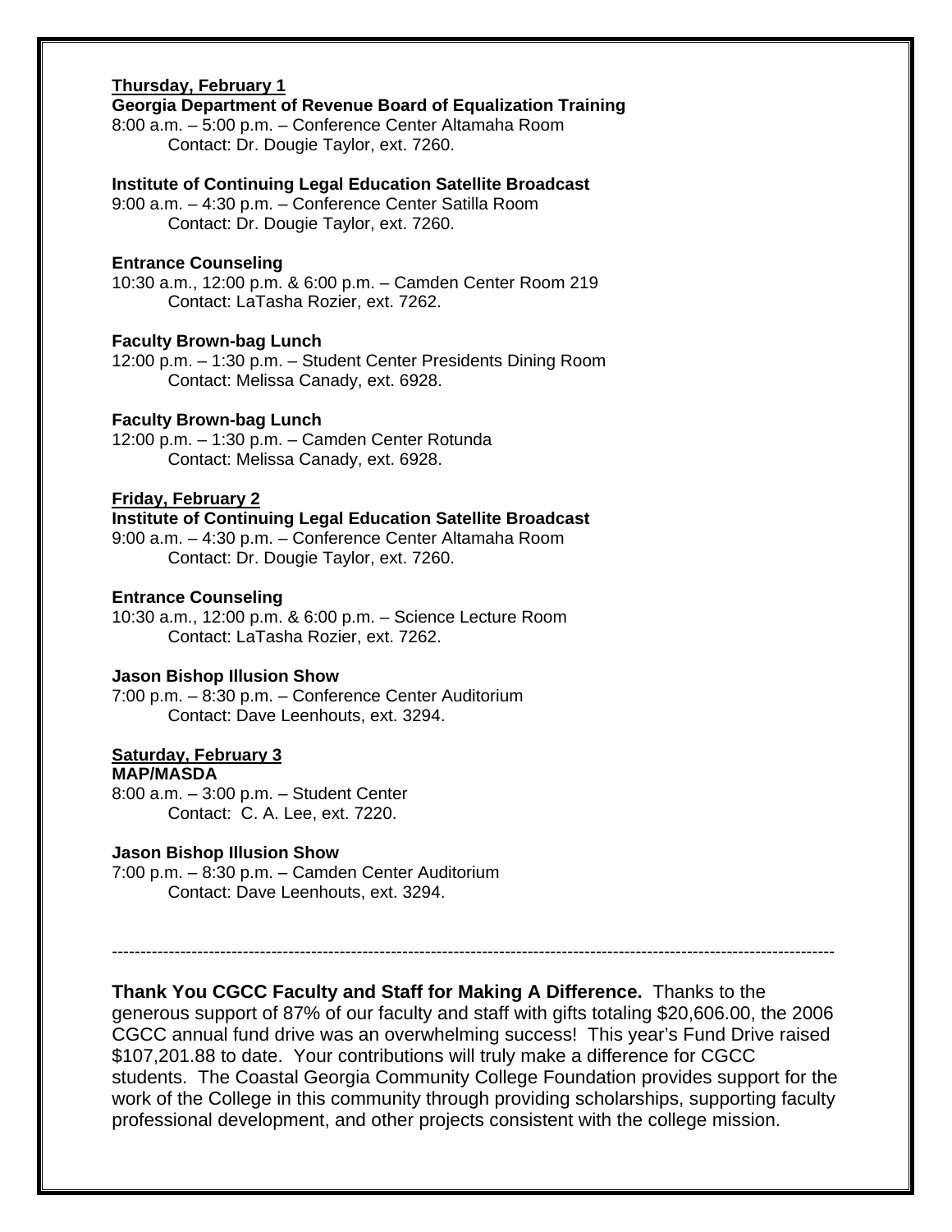**<u>Thursday, February 1</u>**
**Georgia Department of Revenue Board of Equalization Training**
8:00 a.m. – 5:00 p.m. – Conference Center Altamaha Room
Contact: Dr. Dougie Taylor, ext. 7260.

**Institute of Continuing Legal Education Satellite Broadcast**
9:00 a.m. – 4:30 p.m. – Conference Center Satilla Room
Contact: Dr. Dougie Taylor, ext. 7260.

**Entrance Counseling**
10:30 a.m., 12:00 p.m. & 6:00 p.m. – Camden Center Room 219
Contact: LaTasha Rozier, ext. 7262.

**Faculty Brown-bag Lunch**
12:00 p.m. – 1:30 p.m. – Student Center Presidents Dining Room
Contact: Melissa Canady, ext. 6928.

**Faculty Brown-bag Lunch**
12:00 p.m. – 1:30 p.m. – Camden Center Rotunda
Contact: Melissa Canady, ext. 6928.

**<u>Friday, February 2</u>**
**Institute of Continuing Legal Education Satellite Broadcast**
9:00 a.m. – 4:30 p.m. – Conference Center Altamaha Room
Contact: Dr. Dougie Taylor, ext. 7260.

**Entrance Counseling**
10:30 a.m., 12:00 p.m. & 6:00 p.m. – Science Lecture Room
Contact: LaTasha Rozier, ext. 7262.

**Jason Bishop Illusion Show**
7:00 p.m. – 8:30 p.m. – Conference Center Auditorium
Contact: Dave Leenhouts, ext. 3294.

**<u>Saturday, February 3</u>**
**MAP/MASDA**
8:00 a.m. – 3:00 p.m. – Student Center
Contact: C. A. Lee, ext. 7220.

**Jason Bishop Illusion Show**
7:00 p.m. – 8:30 p.m. – Camden Center Auditorium
Contact: Dave Leenhouts, ext. 3294.

---

**Thank You CGCC Faculty and Staff for Making A Difference.** Thanks to the generous support of 87% of our faculty and staff with gifts totaling $20,606.00, the 2006 CGCC annual fund drive was an overwhelming success! This year's Fund Drive raised $107,201.88 to date. Your contributions will truly make a difference for CGCC students. The Coastal Georgia Community College Foundation provides support for the work of the College in this community through providing scholarships, supporting faculty professional development, and other projects consistent with the college mission.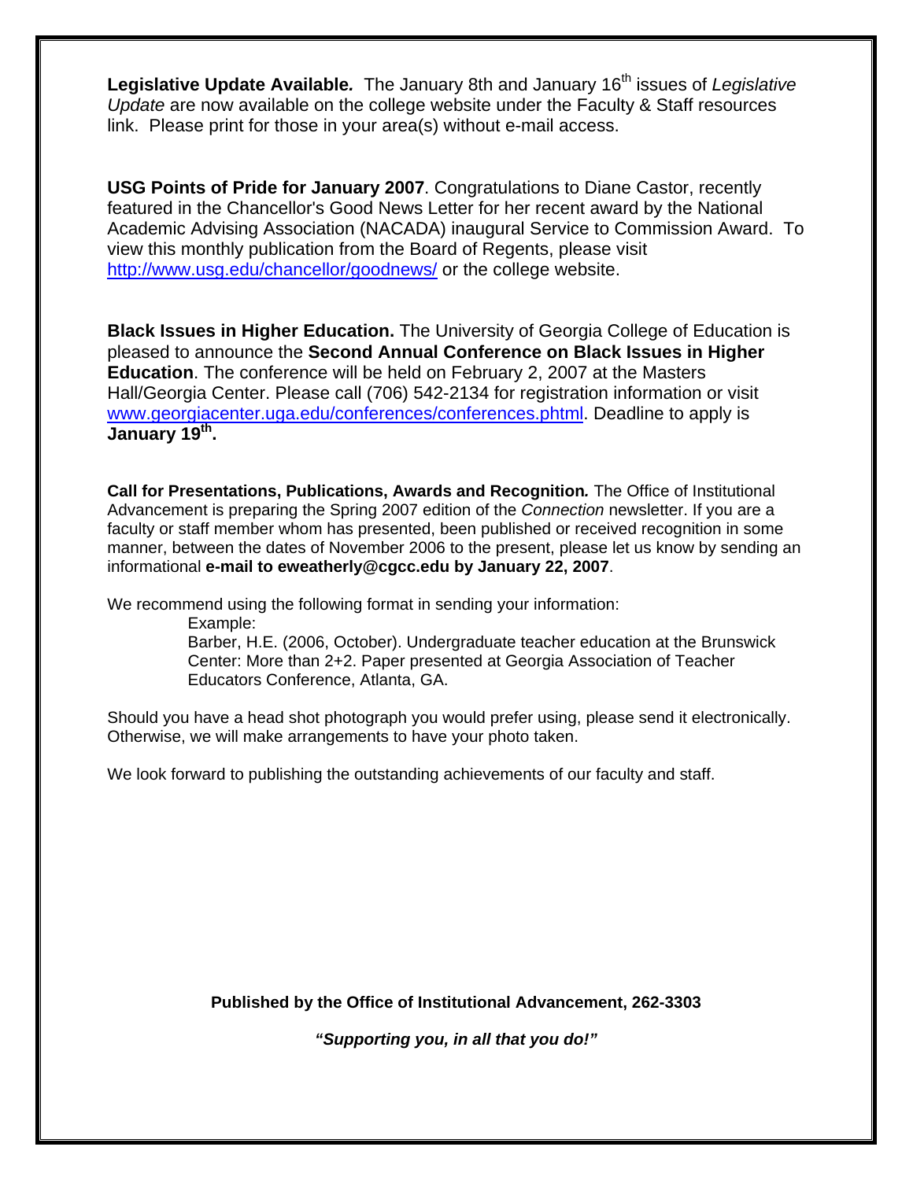**Legislative Update Available.** The January 8th and January 16th issues of *Legislative Update* are now available on the college website under the Faculty & Staff resources link. Please print for those in your area(s) without e-mail access.

**USG Points of Pride for January 2007**. Congratulations to Diane Castor, recently featured in the Chancellor's Good News Letter for her recent award by the National Academic Advising Association (NACADA) inaugural Service to Commission Award. To view this monthly publication from the Board of Regents, please visit http://www.usg.edu/chancellor/goodnews/ or the college website.

**Black Issues in Higher Education.** The University of Georgia College of Education is pleased to announce the **Second Annual Conference on Black Issues in Higher Education**. The conference will be held on February 2, 2007 at the Masters Hall/Georgia Center. Please call (706) 542-2134 for registration information or visit www.georgiacenter.uga.edu/conferences/conferences.phtml. Deadline to apply is **January 19th.**

**Call for Presentations, Publications, Awards and Recognition.** The Office of Institutional Advancement is preparing the Spring 2007 edition of the *Connection* newsletter. If you are a faculty or staff member whom has presented, been published or received recognition in some manner, between the dates of November 2006 to the present, please let us know by sending an informational **e-mail to eweatherly@cgcc.edu by January 22, 2007**.

We recommend using the following format in sending your information:

> Example:
>
> Barber, H.E. (2006, October). Undergraduate teacher education at the Brunswick Center: More than 2+2. Paper presented at Georgia Association of Teacher Educators Conference, Atlanta, GA.

Should you have a head shot photograph you would prefer using, please send it electronically. Otherwise, we will make arrangements to have your photo taken.

We look forward to publishing the outstanding achievements of our faculty and staff.

**Published by the Office of Institutional Advancement, 262-3303**

***"Supporting you, in all that you do!"***